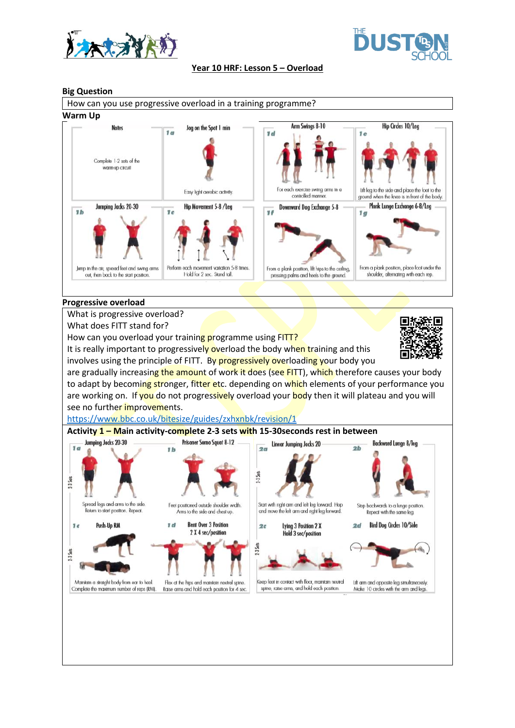# Year 10 HRF: Lesson 5 – Overload

**Big Question**

How can you use progressive overload in a training programme?

**Warm Up**

| Notes | 1a Jog on the Spot 1 min | 1d Arm Swings 8-10 | 1e Hip Circles 10/Leg |
|---|---|---|---|
| Complete 1-2 sets of the warm-up circuit | Easy light aerobic activity. | For each exercise swing arms in a controlled manner. | Lift leg to the side and place the foot to the ground when the knee is in front of the body. |
| **1b Jumping Jacks 20-30** | **1c Hip Movement 5-8 /Leg** | **1f Downward Dog Exchange 5-8** | **1g Plank Lunge Exchange 6-8/Leg** |
| Jump in the air, spread feet and swing arms out, then back to the start position. | Perform each movement variation 5-8 times. Hold for 2 sec. Stand tall. | From a plank position, lift hips to the ceiling, pressing palms and heels to the ground. | From a plank position, place foot under the shoulder, alternating with each rep. |

**Progressive overload**

What is progressive overload?

What does FITT stand for?

How can you overload your training programme using FITT?

It is really important to progressively overload the body when training and this involves using the principle of FITT. By progressively overloading your body you are gradually increasing the amount of work it does (see FITT), which therefore causes your body to adapt by becoming stronger, fitter etc. depending on which elements of your performance you are working on. If you do not progressively overload your body then it will plateau and you will see no further improvements.

https://www.bbc.co.uk/bitesize/guides/zxhxnbk/revision/1

**Activity 1 – Main activity-complete 2-3 sets with 15-30seconds rest in between**

| 1a Jumping Jacks 20-30 | 1b Prisoner Sumo Squat 8-12 | 2a Linear Jumping Jacks 20 | 2b Backward Lunge 8/leg |
|---|---|---|---|
| Spread legs and arms to the side. Return to start position. Repeat. | Feet positioned outside shoulder width. Arms to the side and chest up. | Start with right arm and left leg forward. Hop and move the left arm and right leg forward. | Step backwards to a lunge position. Repeat with the same leg. |
| **1c Push-Up RM** | **1d Bent Over 3 Position 2 X 4 sec/position** | **2c Lying 3 Position 2 X Hold 3 sec/position** | **2d Bird Dog Circles 10/Side** |
| Maintain a straight body from ear to heel. Complete the maximum number of reps (RM). | Flex at the hips and maintain neutral spine. Raise arms and hold each position for 4 sec. | Keep feet in contact with floor, maintain neutral spine, raise arms, and hold each position. | Lift arm and opposite leg simultaneously. Make 10 circles with the arm and legs. |

2-3 Sets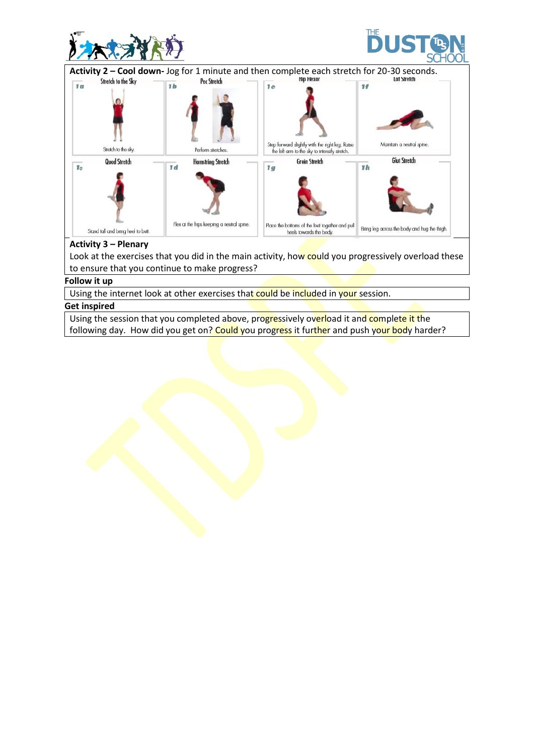**Activity 2 – Cool down-** Jog for 1 minute and then complete each stretch for 20-30 seconds.

| | | | |
|---|---|---|---|
| **1a** Stretch to the Sky<br>Stretch to the sky. | **1b** Pec Stretch<br>Perform stretches. | **1e** Hip Flexor<br>Step forward slightly with the right leg. Raise the left arm to the sky to intensify stretch. | **1f** Lat Stretch<br>Maintain a neutral spine. |
| **1c** Quad Stretch<br>Stand tall and bring heel to butt. | **1d** Hamstring Stretch<br>Flex at the hips keeping a neutral spine. | **1g** Groin Stretch<br>Place the bottoms of the feet together and pull heels towards the body. | **1h** Glut Stretch<br>Bring leg across the body and hug the thigh. |

**Activity 3 – Plenary**

Look at the exercises that you did in the main activity, how could you progressively overload these to ensure that you continue to make progress?

**Follow it up**

Using the internet look at other exercises that could be included in your session.

**Get inspired**

Using the session that you completed above, progressively overload it and complete it the following day. How did you get on? Could you progress it further and push your body harder?